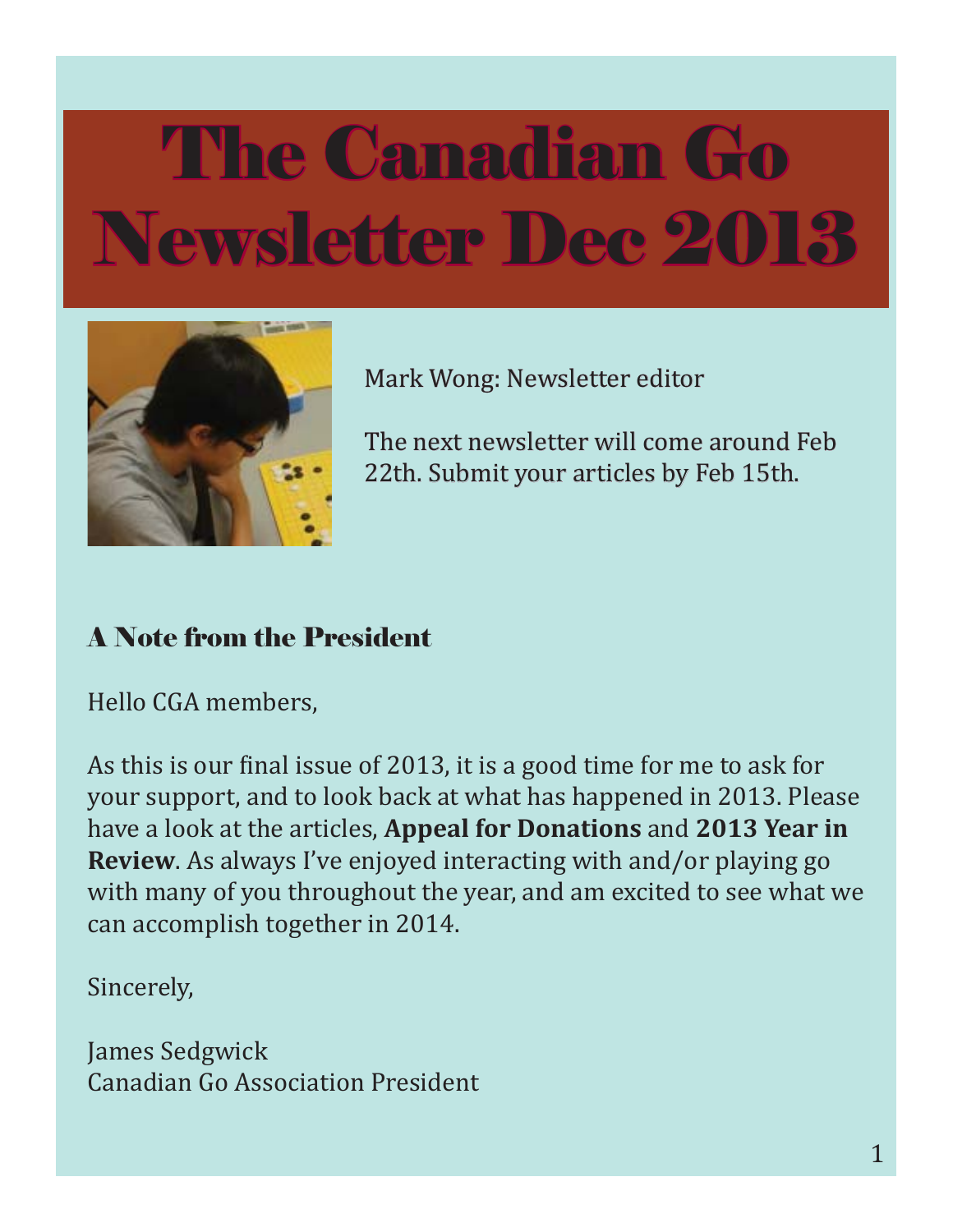# The Canadian Go Newsletter Dec 2013

Mark Wong: Newsletter editor

The next newsletter will come around Feb 22th. Submit your articles by Feb 15th.

## A Note from the President

Hello CGA members,

As this is our final issue of 2013, it is a good time for me to ask for your support, and to look back at what has happened in 2013. Please have a look at the articles, **Appeal for Donations** and **2013 Year in Review**. As always I've enjoyed interacting with and/or playing go with many of you throughout the year, and am excited to see what we can accomplish together in 2014.

Sincerely,

James Sedgwick
Canadian Go Association President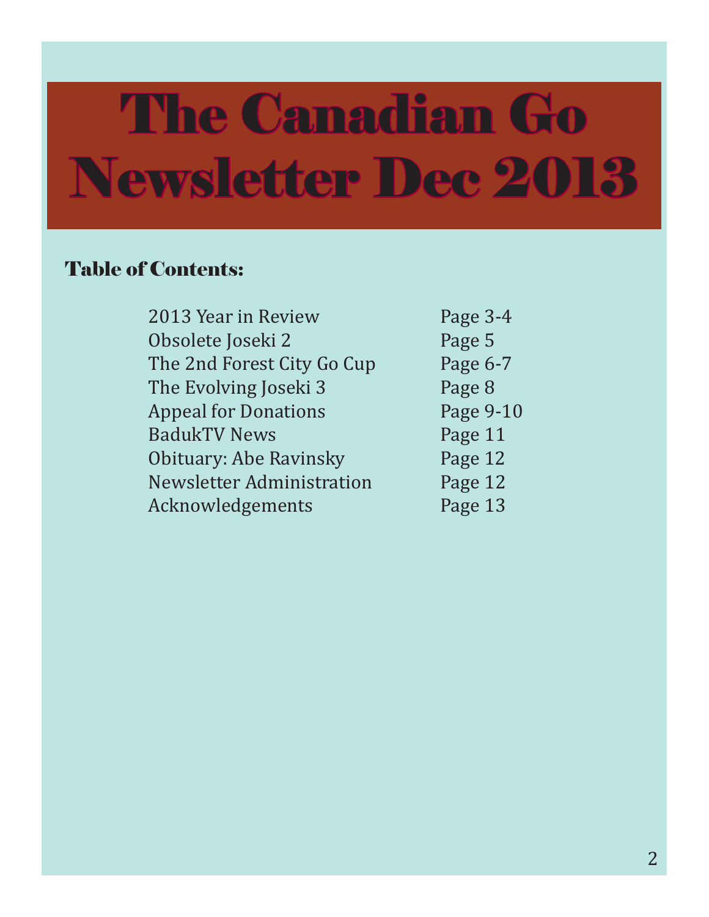# The Canadian Go Newsletter Dec 2013

## Table of Contents:

| | |
|---|---|
| 2013 Year in Review | Page 3-4 |
| Obsolete Joseki 2 | Page 5 |
| The 2nd Forest City Go Cup | Page 6-7 |
| The Evolving Joseki 3 | Page 8 |
| Appeal for Donations | Page 9-10 |
| BadukTV News | Page 11 |
| Obituary: Abe Ravinsky | Page 12 |
| Newsletter Administration | Page 12 |
| Acknowledgements | Page 13 |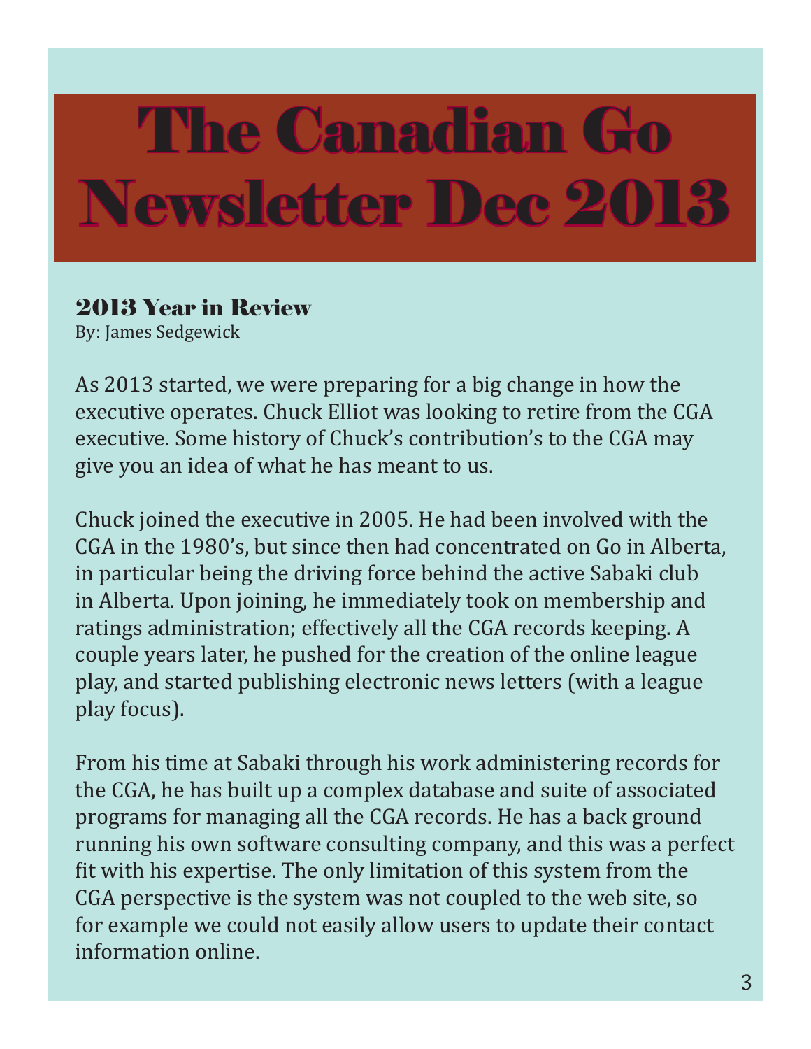# The Canadian Go Newsletter Dec 2013

## 2013 Year in Review

By: James Sedgewick

As 2013 started, we were preparing for a big change in how the executive operates. Chuck Elliot was looking to retire from the CGA executive. Some history of Chuck's contribution's to the CGA may give you an idea of what he has meant to us.

Chuck joined the executive in 2005. He had been involved with the CGA in the 1980's, but since then had concentrated on Go in Alberta, in particular being the driving force behind the active Sabaki club in Alberta. Upon joining, he immediately took on membership and ratings administration; effectively all the CGA records keeping. A couple years later, he pushed for the creation of the online league play, and started publishing electronic news letters (with a league play focus).

From his time at Sabaki through his work administering records for the CGA, he has built up a complex database and suite of associated programs for managing all the CGA records. He has a back ground running his own software consulting company, and this was a perfect fit with his expertise. The only limitation of this system from the CGA perspective is the system was not coupled to the web site, so for example we could not easily allow users to update their contact information online.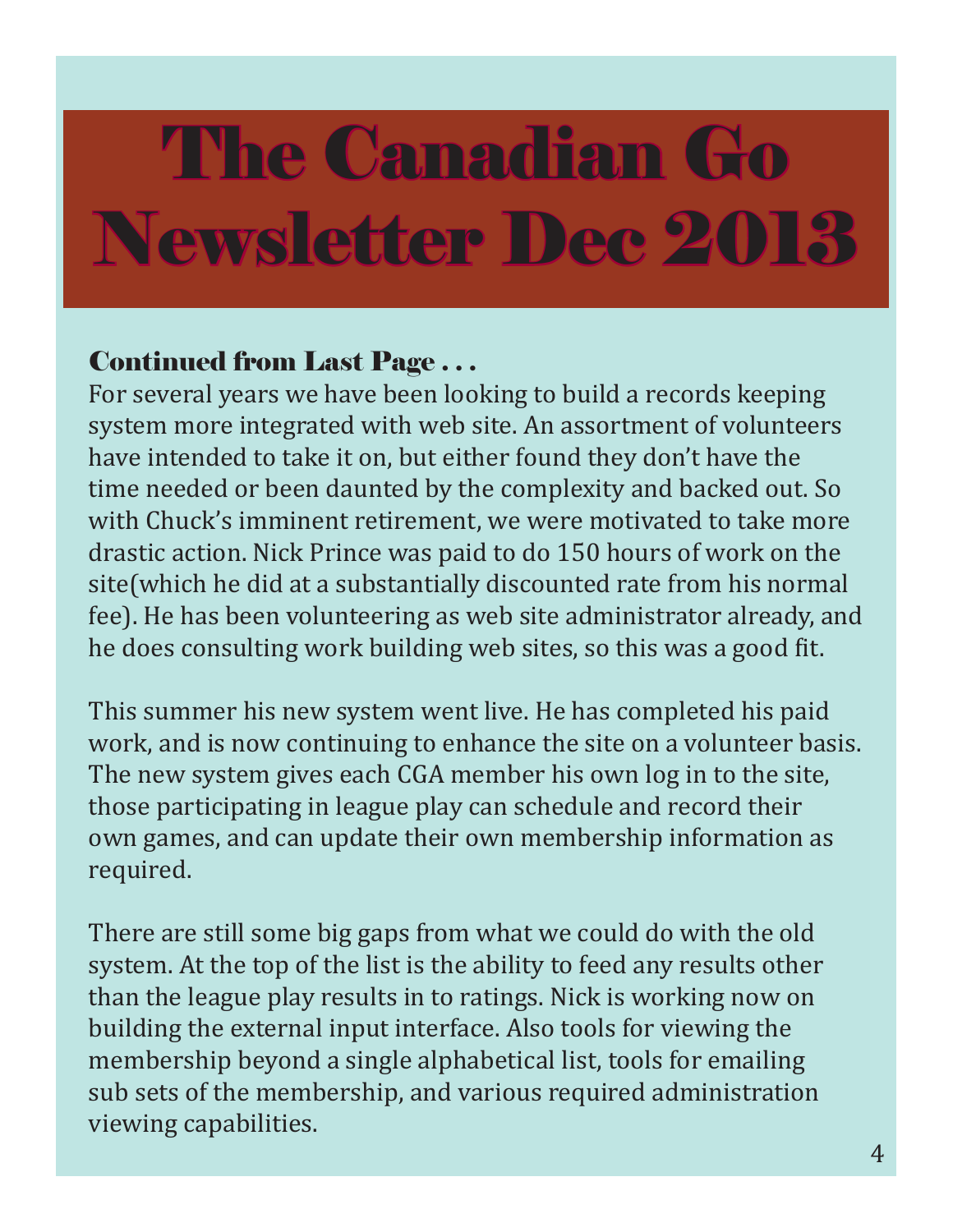# The Canadian Go Newsletter Dec 2013

### Continued from Last Page . . .

For several years we have been looking to build a records keeping system more integrated with web site. An assortment of volunteers have intended to take it on, but either found they don't have the time needed or been daunted by the complexity and backed out. So with Chuck's imminent retirement, we were motivated to take more drastic action. Nick Prince was paid to do 150 hours of work on the site(which he did at a substantially discounted rate from his normal fee). He has been volunteering as web site administrator already, and he does consulting work building web sites, so this was a good fit.

This summer his new system went live. He has completed his paid work, and is now continuing to enhance the site on a volunteer basis. The new system gives each CGA member his own log in to the site, those participating in league play can schedule and record their own games, and can update their own membership information as required.

There are still some big gaps from what we could do with the old system. At the top of the list is the ability to feed any results other than the league play results in to ratings. Nick is working now on building the external input interface. Also tools for viewing the membership beyond a single alphabetical list, tools for emailing sub sets of the membership, and various required administration viewing capabilities.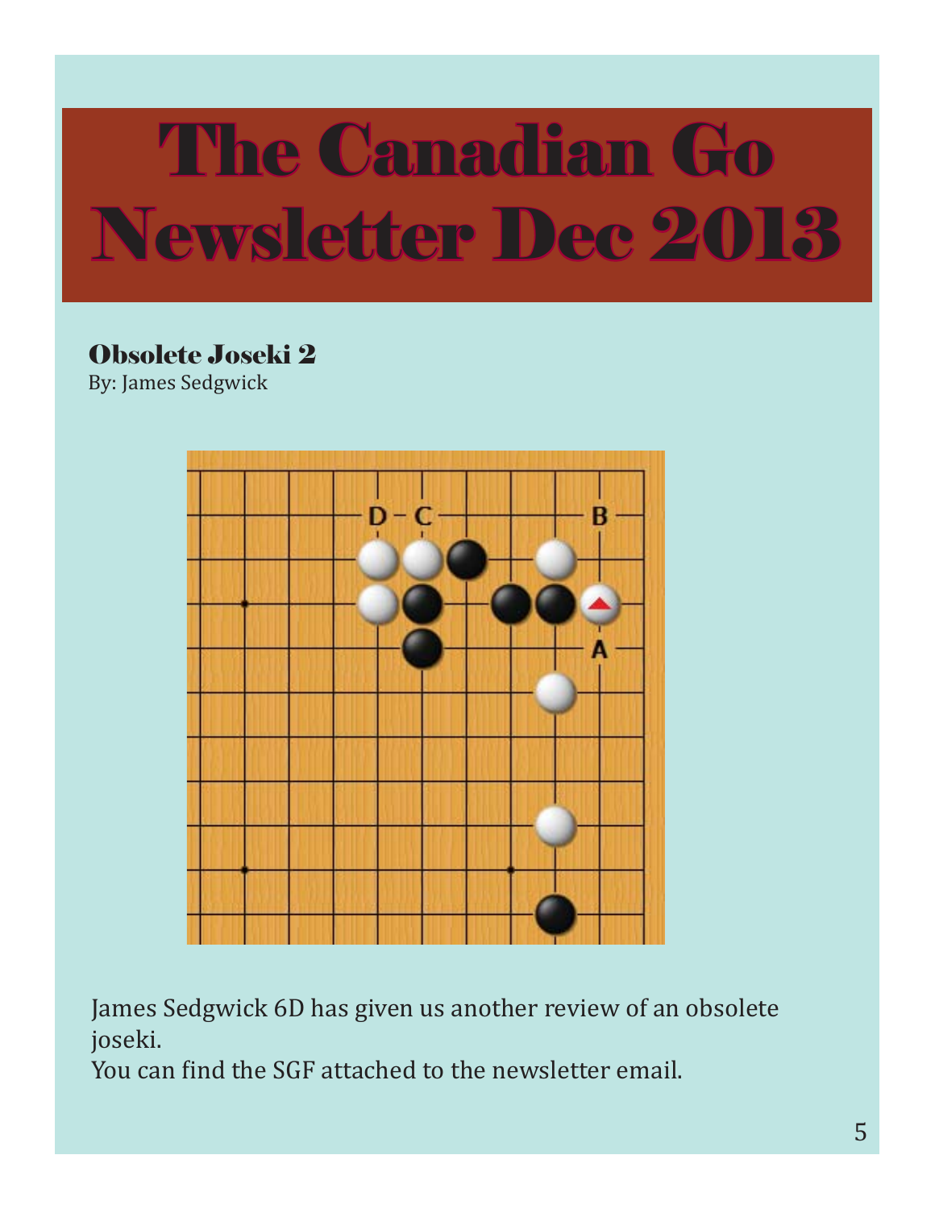# The Canadian Go Newsletter Dec 2013

## Obsolete Joseki 2

By: James Sedgwick

James Sedgwick 6D has given us another review of an obsolete joseki.

You can find the SGF attached to the newsletter email.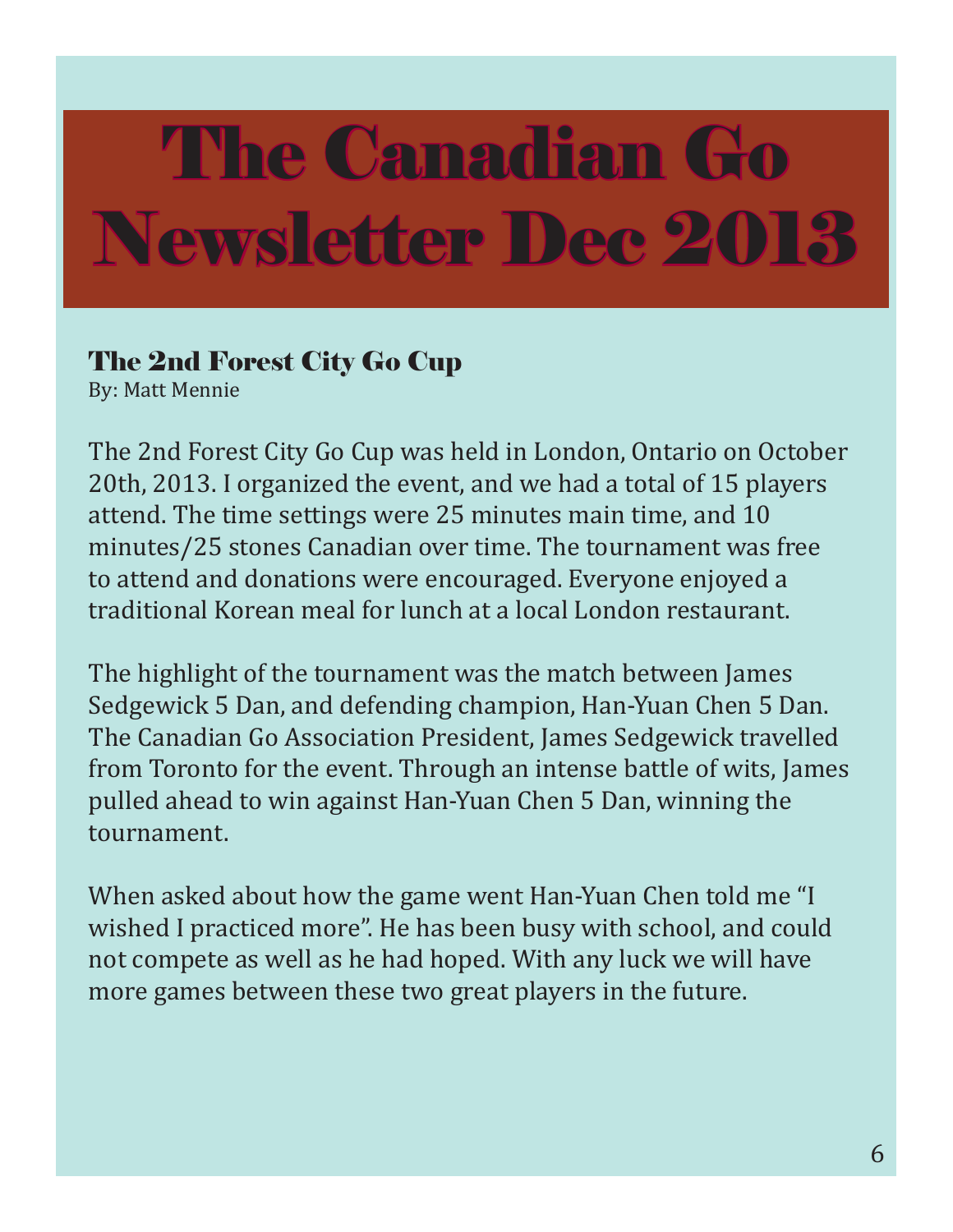# The Canadian Go Newsletter Dec 2013

## The 2nd Forest City Go Cup

By: Matt Mennie

The 2nd Forest City Go Cup was held in London, Ontario on October 20th, 2013. I organized the event, and we had a total of 15 players attend. The time settings were 25 minutes main time, and 10 minutes/25 stones Canadian over time. The tournament was free to attend and donations were encouraged. Everyone enjoyed a traditional Korean meal for lunch at a local London restaurant.

The highlight of the tournament was the match between James Sedgewick 5 Dan, and defending champion, Han-Yuan Chen 5 Dan. The Canadian Go Association President, James Sedgewick travelled from Toronto for the event. Through an intense battle of wits, James pulled ahead to win against Han-Yuan Chen 5 Dan, winning the tournament.

When asked about how the game went Han-Yuan Chen told me "I wished I practiced more". He has been busy with school, and could not compete as well as he had hoped. With any luck we will have more games between these two great players in the future.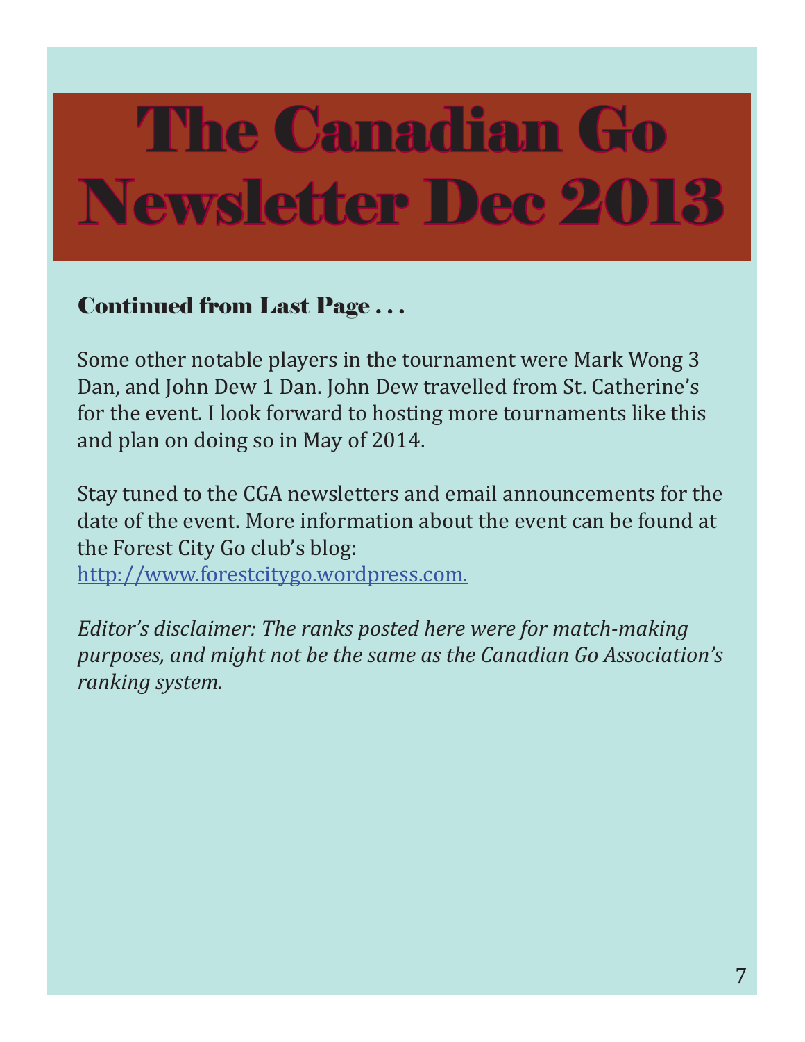# The Canadian Go Newsletter Dec 2013

## Continued from Last Page . . .

Some other notable players in the tournament were Mark Wong 3 Dan, and John Dew 1 Dan. John Dew travelled from St. Catherine's for the event. I look forward to hosting more tournaments like this and plan on doing so in May of 2014.

Stay tuned to the CGA newsletters and email announcements for the date of the event. More information about the event can be found at the Forest City Go club's blog: http://www.forestcitygo.wordpress.com.

*Editor's disclaimer: The ranks posted here were for match-making purposes, and might not be the same as the Canadian Go Association's ranking system.*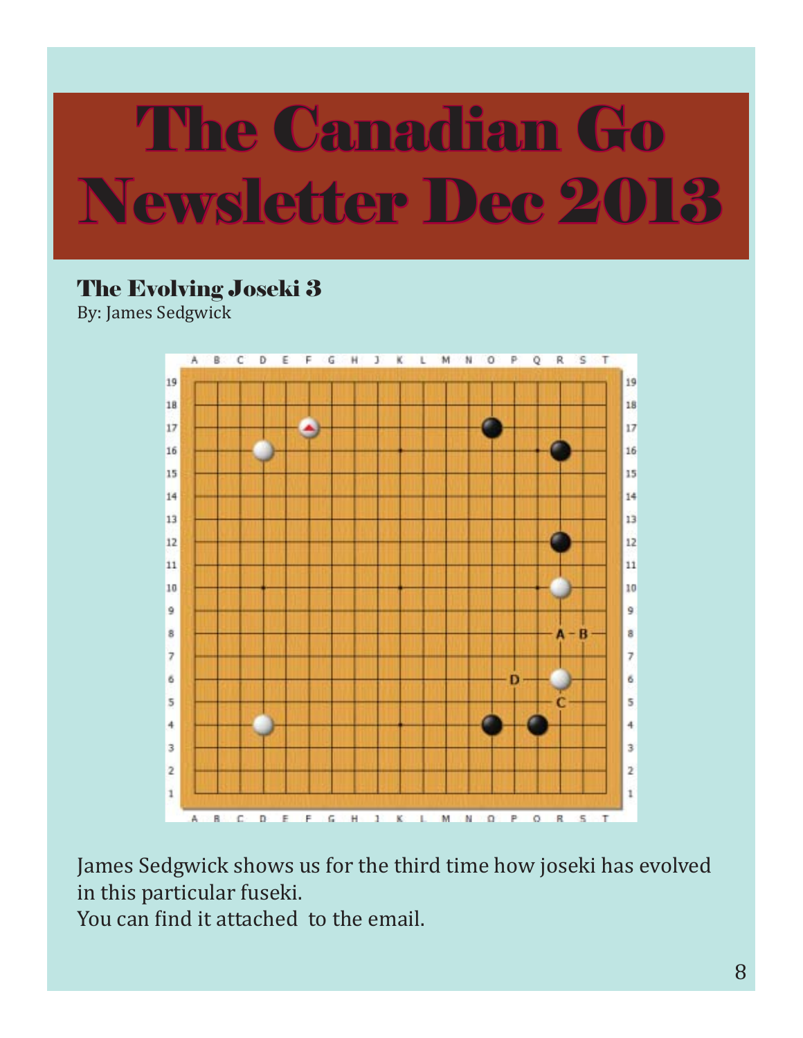# The Canadian Go Newsletter Dec 2013

## The Evolving Joseki 3

By: James Sedgwick

James Sedgwick shows us for the third time how joseki has evolved in this particular fuseki.

You can find it attached to the email.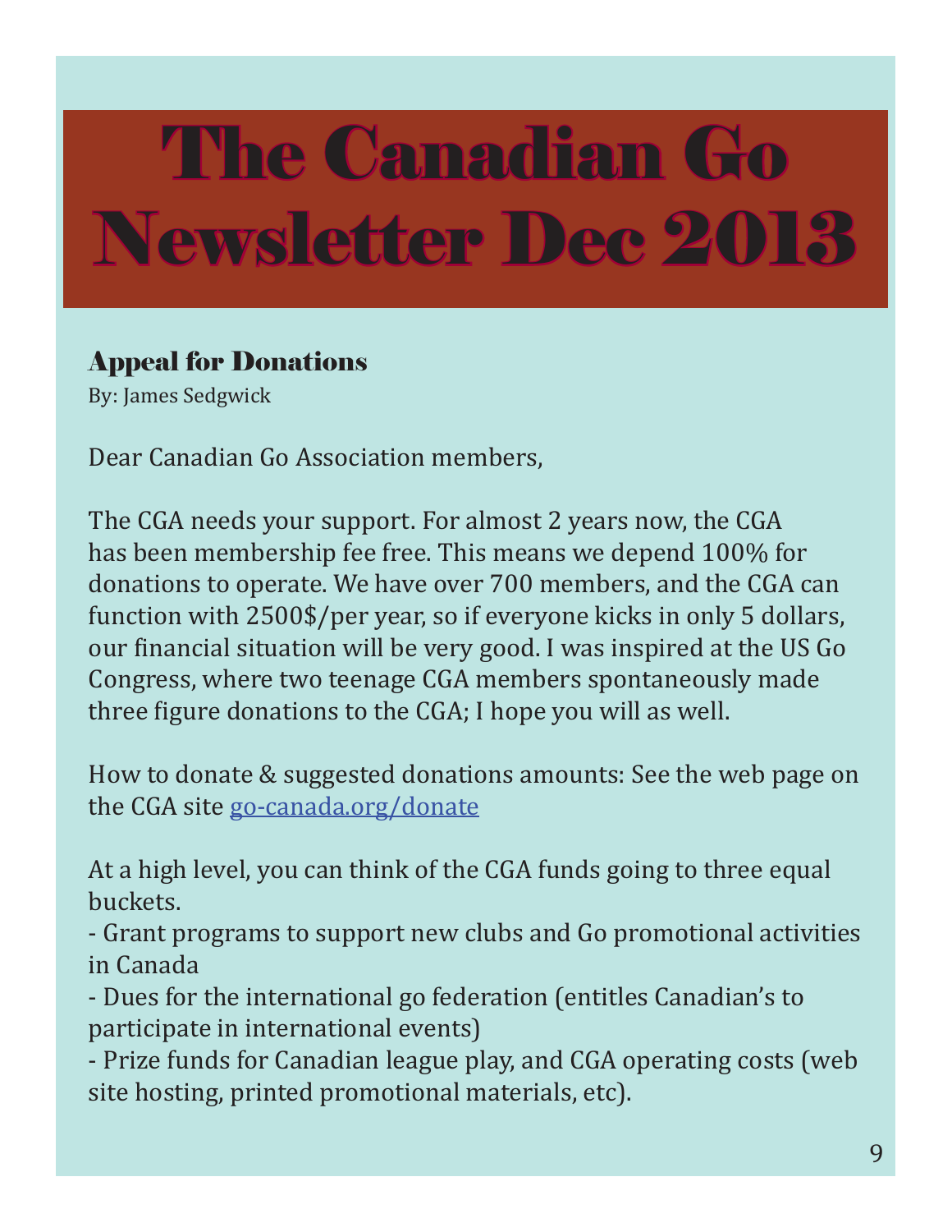# The Canadian Go Newsletter Dec 2013

## Appeal for Donations

By: James Sedgwick

Dear Canadian Go Association members,

The CGA needs your support. For almost 2 years now, the CGA has been membership fee free. This means we depend 100% for donations to operate. We have over 700 members, and the CGA can function with 2500$/per year, so if everyone kicks in only 5 dollars, our financial situation will be very good. I was inspired at the US Go Congress, where two teenage CGA members spontaneously made three figure donations to the CGA; I hope you will as well.

How to donate & suggested donations amounts: See the web page on the CGA site [go-canada.org/donate](http://go-canada.org/donate)

At a high level, you can think of the CGA funds going to three equal buckets.

- Grant programs to support new clubs and Go promotional activities in Canada
- Dues for the international go federation (entitles Canadian's to participate in international events)
- Prize funds for Canadian league play, and CGA operating costs (web site hosting, printed promotional materials, etc).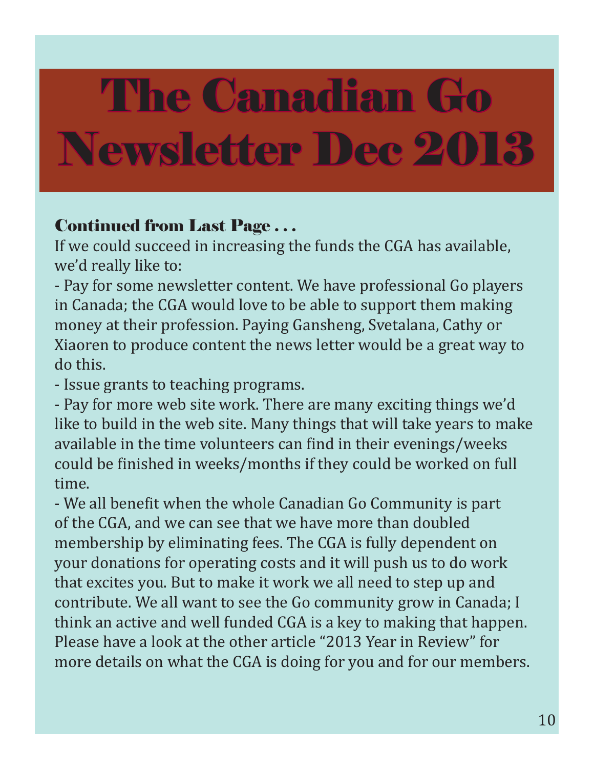# The Canadian Go Newsletter Dec 2013

### Continued from Last Page . . .

If we could succeed in increasing the funds the CGA has available, we'd really like to:

- Pay for some newsletter content. We have professional Go players in Canada; the CGA would love to be able to support them making money at their profession. Paying Gansheng, Svetalana, Cathy or Xiaoren to produce content the news letter would be a great way to do this.
- Issue grants to teaching programs.
- Pay for more web site work. There are many exciting things we'd like to build in the web site. Many things that will take years to make available in the time volunteers can find in their evenings/weeks could be finished in weeks/months if they could be worked on full time.
- We all benefit when the whole Canadian Go Community is part of the CGA, and we can see that we have more than doubled membership by eliminating fees. The CGA is fully dependent on your donations for operating costs and it will push us to do work that excites you. But to make it work we all need to step up and contribute. We all want to see the Go community grow in Canada; I think an active and well funded CGA is a key to making that happen. Please have a look at the other article "2013 Year in Review" for more details on what the CGA is doing for you and for our members.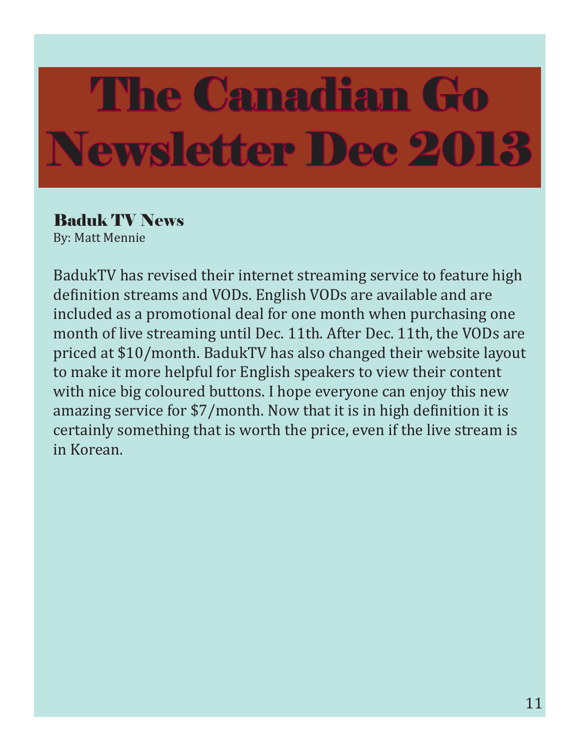# The Canadian Go Newsletter Dec 2013

### Baduk TV News

By: Matt Mennie

BadukTV has revised their internet streaming service to feature high definition streams and VODs. English VODs are available and are included as a promotional deal for one month when purchasing one month of live streaming until Dec. 11th. After Dec. 11th, the VODs are priced at $10/month. BadukTV has also changed their website layout to make it more helpful for English speakers to view their content with nice big coloured buttons. I hope everyone can enjoy this new amazing service for $7/month. Now that it is in high definition it is certainly something that is worth the price, even if the live stream is in Korean.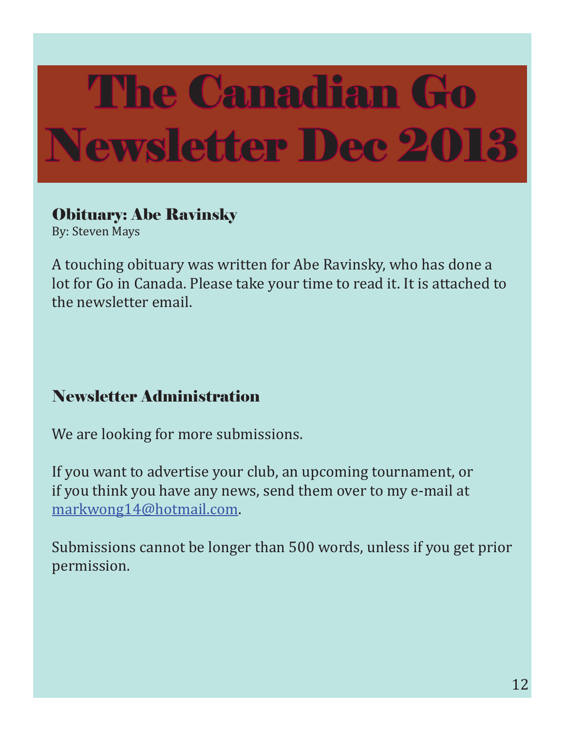# The Canadian Go Newsletter Dec 2013

## Obituary: Abe Ravinsky

By: Steven Mays

A touching obituary was written for Abe Ravinsky, who has done a lot for Go in Canada. Please take your time to read it. It is attached to the newsletter email.

## Newsletter Administration

We are looking for more submissions.

If you want to advertise your club, an upcoming tournament, or if you think you have any news, send them over to my e-mail at markwong14@hotmail.com.

Submissions cannot be longer than 500 words, unless if you get prior permission.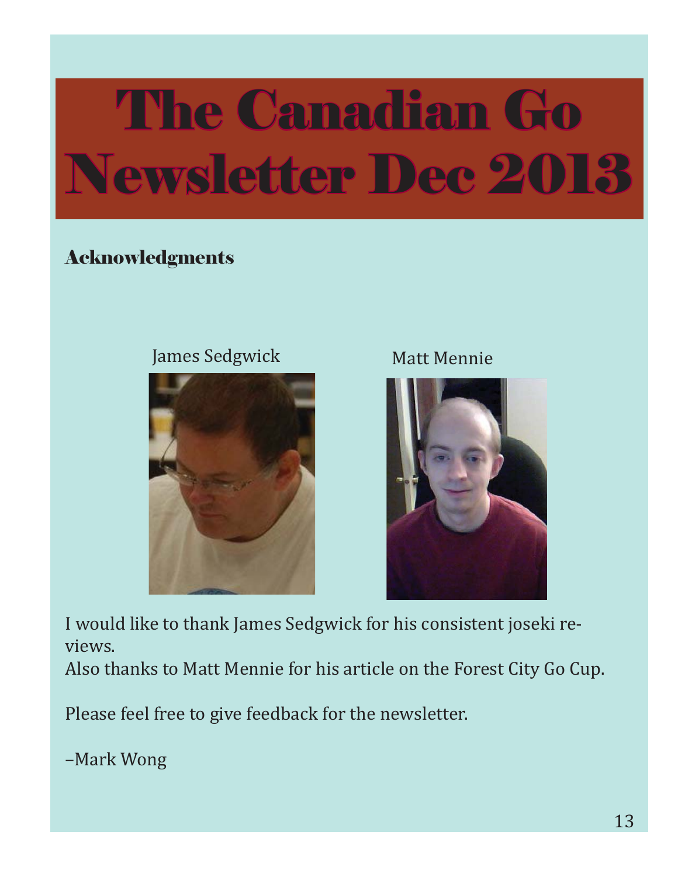# The Canadian Go Newsletter Dec 2013

## Acknowledgments

James Sedgwick

Matt Mennie

I would like to thank James Sedgwick for his consistent joseki reviews.
Also thanks to Matt Mennie for his article on the Forest City Go Cup.

Please feel free to give feedback for the newsletter.

–Mark Wong